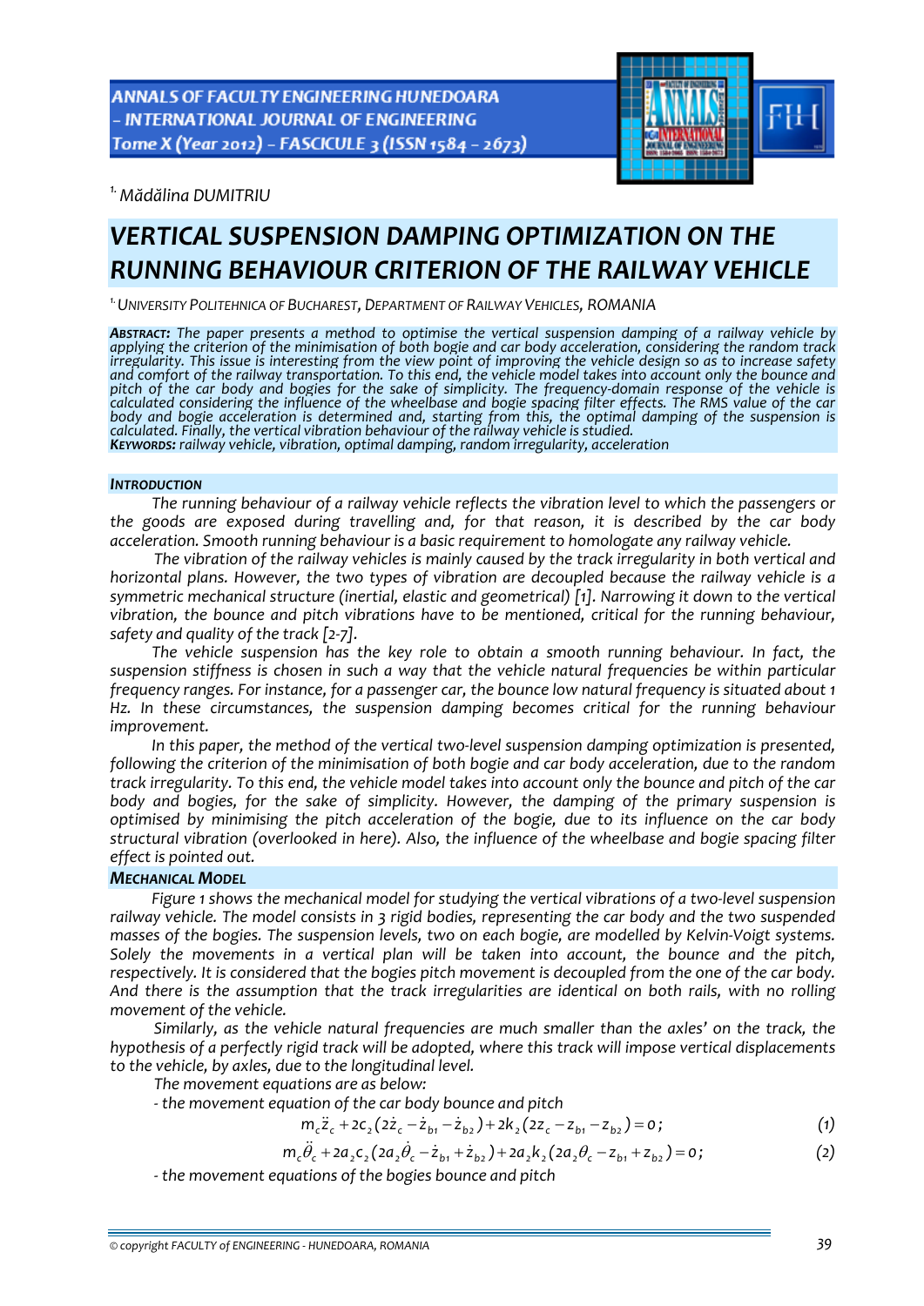[1.] *Mădălina DUMITRIU*

# VERTICAL SUSPENSION DAMPING OPTIMIZATION ON THE RUNNING BEHAVIOUR CRITERION OF THE RAILWAY VEHICLE

[1.] UNIVERSITY POLITEHNICA OF BUCHAREST, DEPARTMENT OF RAILWAY VEHICLES, ROMANIA

***ABSTRACT:*** *The paper presents a method to optimise the vertical suspension damping of a railway vehicle by applying the criterion of the minimisation of both bogie and car body acceleration, considering the random track irregularity. This issue is interesting from the view point of improving the vehicle design so as to increase safety and comfort of the railway transportation. To this end, the vehicle model takes into account only the bounce and pitch of the car body and bogies for the sake of simplicity. The frequency-domain response of the vehicle is calculated considering the influence of the wheelbase and bogie spacing filter effects. The RMS value of the car body and bogie acceleration is determined and, starting from this, the optimal damping of the suspension is calculated. Finally, the vertical vibration behaviour of the railway vehicle is studied.*

***KEYWORDS:*** *railway vehicle, vibration, optimal damping, random irregularity, acceleration*

## INTRODUCTION

*The running behaviour of a railway vehicle reflects the vibration level to which the passengers or the goods are exposed during travelling and, for that reason, it is described by the car body acceleration. Smooth running behaviour is a basic requirement to homologate any railway vehicle.*

*The vibration of the railway vehicles is mainly caused by the track irregularity in both vertical and horizontal plans. However, the two types of vibration are decoupled because the railway vehicle is a symmetric mechanical structure (inertial, elastic and geometrical) [1]. Narrowing it down to the vertical vibration, the bounce and pitch vibrations have to be mentioned, critical for the running behaviour, safety and quality of the track [2-7].*

*The vehicle suspension has the key role to obtain a smooth running behaviour. In fact, the suspension stiffness is chosen in such a way that the vehicle natural frequencies be within particular frequency ranges. For instance, for a passenger car, the bounce low natural frequency is situated about 1 Hz. In these circumstances, the suspension damping becomes critical for the running behaviour improvement.*

*In this paper, the method of the vertical two-level suspension damping optimization is presented, following the criterion of the minimisation of both bogie and car body acceleration, due to the random track irregularity. To this end, the vehicle model takes into account only the bounce and pitch of the car body and bogies, for the sake of simplicity. However, the damping of the primary suspension is optimised by minimising the pitch acceleration of the bogie, due to its influence on the car body structural vibration (overlooked in here). Also, the influence of the wheelbase and bogie spacing filter effect is pointed out.*

## MECHANICAL MODEL

*Figure 1 shows the mechanical model for studying the vertical vibrations of a two-level suspension railway vehicle. The model consists in 3 rigid bodies, representing the car body and the two suspended masses of the bogies. The suspension levels, two on each bogie, are modelled by Kelvin-Voigt systems. Solely the movements in a vertical plan will be taken into account, the bounce and the pitch, respectively. It is considered that the bogies pitch movement is decoupled from the one of the car body. And there is the assumption that the track irregularities are identical on both rails, with no rolling movement of the vehicle.*

*Similarly, as the vehicle natural frequencies are much smaller than the axles' on the track, the hypothesis of a perfectly rigid track will be adopted, where this track will impose vertical displacements to the vehicle, by axles, due to the longitudinal level.*

*The movement equations are as below:*

*- the movement equation of the car body bounce and pitch*

$$m_c\ddot{z}_c + 2c_2(2\dot{z}_c - \dot{z}_{b1} - \dot{z}_{b2}) + 2k_2(2z_c - z_{b1} - z_{b2}) = 0; \tag{1}$$

$$m_c\ddot{\theta}_c + 2a_2c_2(2a_2\dot{\theta}_c - \dot{z}_{b1} + \dot{z}_{b2}) + 2a_2k_2(2a_2\theta_c - z_{b1} + z_{b2}) = 0; \tag{2}$$

*- the movement equations of the bogies bounce and pitch*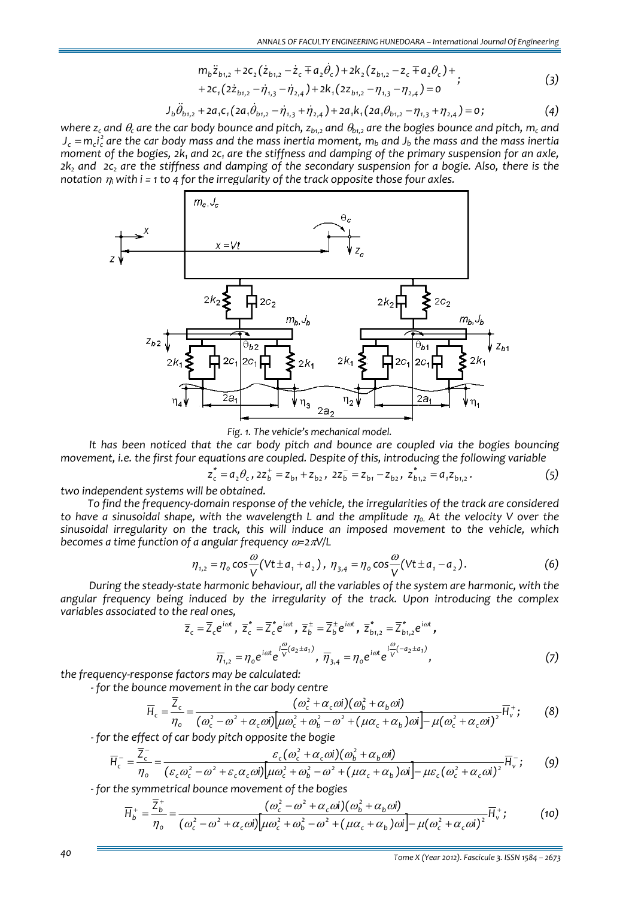$$m_b\ddot{z}_{b1,2} + 2c_2(\dot{z}_{b1,2} - \dot{z}_c \mp a_2\dot{\theta}_c) + 2k_2(z_{b1,2} - z_c \mp a_2\theta_c) + \\ + 2c_1(2\dot{z}_{b1,2} - \dot{\eta}_{1,3} - \dot{\eta}_{2,4}) + 2k_1(2z_{b1,2} - \eta_{1,3} - \eta_{2,4}) = 0 \quad ; \tag{3}$$

$$J_b\ddot{\theta}_{b1,2} + 2a_1c_1(2a_1\dot{\theta}_{b1,2} - \dot{\eta}_{1,3} + \dot{\eta}_{2,4}) + 2a_1k_1(2a_1\theta_{b1,2} - \eta_{1,3} + \eta_{2,4}) = 0 \, ; \tag{4}$$

*where $z_c$ and $\theta_c$ are the car body bounce and pitch, $z_{b1,2}$ and $\theta_{b1,2}$ are the bogies bounce and pitch, $m_c$ and $J_c = m_c i_c^2$ are the car body mass and the mass inertia moment, $m_b$ and $J_b$ the mass and the mass inertia moment of the bogies, $2k_1$ and $2c_1$ are the stiffness and damping of the primary suspension for an axle, $2k_2$ and $2c_2$ are the stiffness and damping of the secondary suspension for a bogie. Also, there is the notation $\eta_i$ with i = 1 to 4 for the irregularity of the track opposite those four axles.*

*Fig. 1. The vehicle's mechanical model.*

*It has been noticed that the car body pitch and bounce are coupled via the bogies bouncing movement, i.e. the first four equations are coupled. Despite of this, introducing the following variable*

$$z_c^* = a_2\theta_c \, , \; 2z_b^+ = z_{b1} + z_{b2} \, , \; 2z_b^- = z_{b1} - z_{b2} \, , \; z_{b1,2}^* = a_1 z_{b1,2} \, . \tag{5}$$

*two independent systems will be obtained.*

*To find the frequency-domain response of the vehicle, the irregularities of the track are considered to have a sinusoidal shape, with the wavelength L and the amplitude $\eta_0$. At the velocity V over the sinusoidal irregularity on the track, this will induce an imposed movement to the vehicle, which becomes a time function of a angular frequency $\omega = 2\pi V/L$*

$$\eta_{1,2} = \eta_o \cos\frac{\omega}{V}(Vt \pm a_1 + a_2) \, , \; \eta_{3,4} = \eta_o \cos\frac{\omega}{V}(Vt \pm a_1 - a_2) \, . \tag{6}$$

*During the steady-state harmonic behaviour, all the variables of the system are harmonic, with the angular frequency being induced by the irregularity of the track. Upon introducing the complex variables associated to the real ones,*

$$\overline{z}_c = \overline{Z}_c e^{i\omega t} \, , \; \overline{z}_c^* = \overline{Z}_c^* e^{i\omega t} \, , \; \overline{z}_b^{\pm} = \overline{Z}_b^{\pm} e^{i\omega t} \, , \; \overline{z}_{b1,2}^* = \overline{Z}_{b1,2}^* e^{i\omega t} \, ,$$

$$\overline{\eta}_{1,2} = \eta_o e^{i\omega t} e^{i\frac{\omega}{V}(a_2 \pm a_1)} \, , \; \overline{\eta}_{3,4} = \eta_o e^{i\omega t} e^{i\frac{\omega}{V}(-a_2 \pm a_1)} \, , \tag{7}$$

*the frequency-response factors may be calculated:*

*- for the bounce movement in the car body centre*

$$\overline{H}_c = \frac{\overline{Z}_c}{\eta_o} = \frac{(\omega_c^2 + \alpha_c\omega i)(\omega_b^2 + \alpha_b\omega i)}{(\omega_c^2 - \omega^2 + \alpha_c\omega i)\left[\mu\omega_c^2 + \omega_b^2 - \omega^2 + (\mu\alpha_c + \alpha_b)\omega i\right] - \mu(\omega_c^2 + \alpha_c\omega i)^2}\overline{H}_v^+ \, ; \tag{8}$$

*- for the effect of car body pitch opposite the bogie*

$$\overline{H}_c^- = \frac{\overline{Z}_c^-}{\eta_o} = \frac{\varepsilon_c(\omega_c^2 + \alpha_c\omega i)(\omega_b^2 + \alpha_b\omega i)}{(\varepsilon_c\omega_c^2 - \omega^2 + \varepsilon_c\alpha_c\omega i)\left[\mu\omega_c^2 + \omega_b^2 - \omega^2 + (\mu\alpha_c + \alpha_b)\omega i\right] - \mu\varepsilon_c(\omega_c^2 + \alpha_c\omega i)^2}\overline{H}_v^- \, ; \tag{9}$$

*- for the symmetrical bounce movement of the bogies*

$$\overline{H}_b^+ = \frac{\overline{Z}_b^+}{\eta_o} = \frac{(\omega_c^2 - \omega^2 + \alpha_c\omega i)(\omega_b^2 + \alpha_b\omega i)}{(\omega_c^2 - \omega^2 + \alpha_c\omega i)\left[\mu\omega_c^2 + \omega_b^2 - \omega^2 + (\mu\alpha_c + \alpha_b)\omega i\right] - \mu(\omega_c^2 + \alpha_c\omega i)^2}\overline{H}_v^+ \, ; \tag{10}$$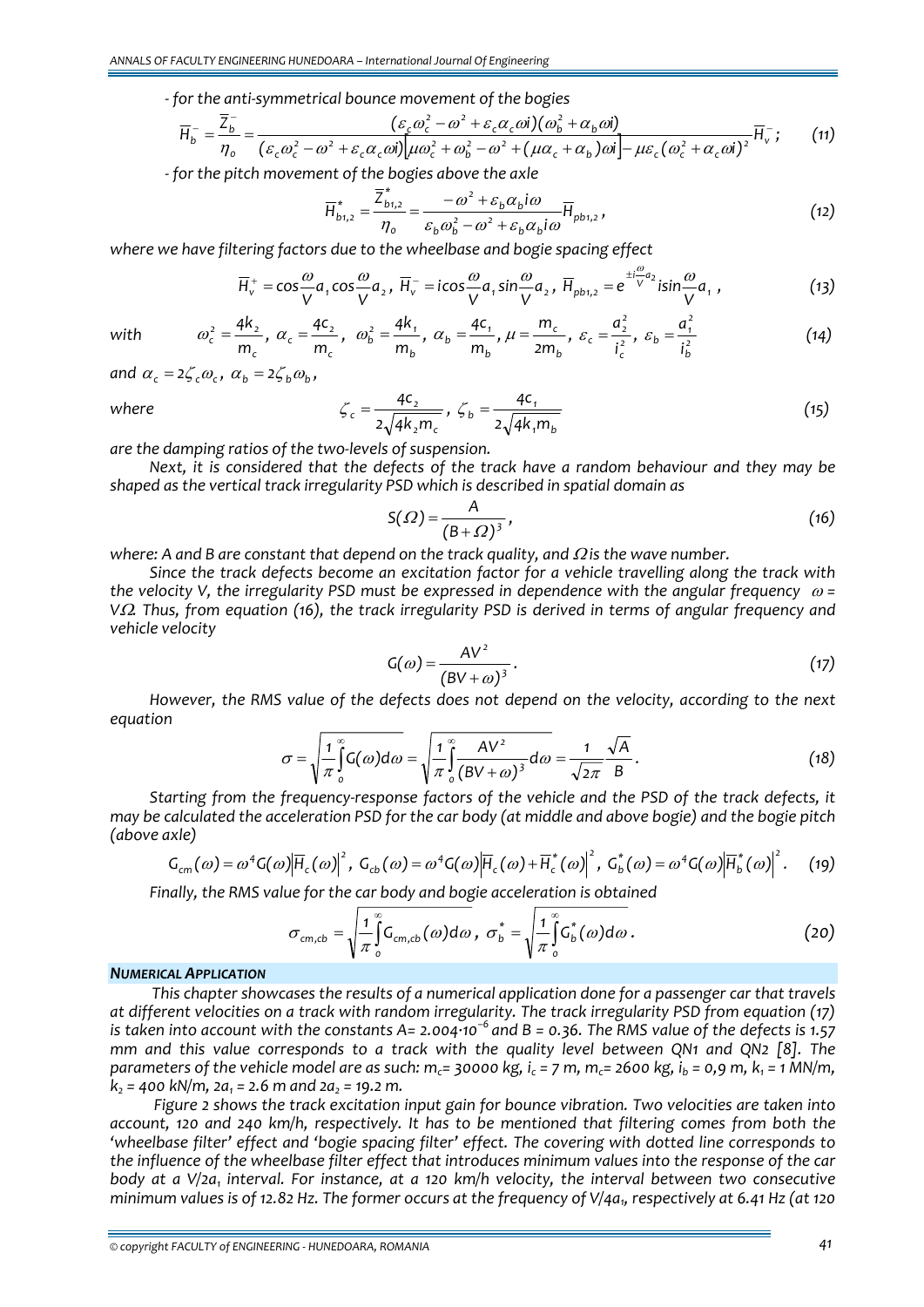- *for the anti-symmetrical bounce movement of the bogies*

$$\overline{H}_b^- = \frac{\overline{Z}_b^-}{\eta_o} = \frac{(\varepsilon_c\omega_c^2 - \omega^2 + \varepsilon_c\alpha_c\omega i)(\omega_b^2 + \alpha_b\omega i)}{(\varepsilon_c\omega_c^2 - \omega^2 + \varepsilon_c\alpha_c\omega i)\left[\mu\omega_c^2 + \omega_b^2 - \omega^2 + (\mu\alpha_c + \alpha_b)\omega i\right] - \mu\varepsilon_c(\omega_c^2 + \alpha_c\omega i)^2}\overline{H}_v^- ; \quad (11)$$

- *for the pitch movement of the bogies above the axle*

$$\overline{H}_{b1,2}^* = \frac{\overline{Z}_{b1,2}^*}{\eta_o} = \frac{-\omega^2 + \varepsilon_b\alpha_b i\omega}{\varepsilon_b\omega_b^2 - \omega^2 + \varepsilon_b\alpha_b i\omega}\overline{H}_{pb1,2} , \quad (12)$$

*where we have filtering factors due to the wheelbase and bogie spacing effect*

$$\overline{H}_v^+ = \cos\frac{\omega}{V}a_1\cos\frac{\omega}{V}a_2 ,\; \overline{H}_v^- = i\cos\frac{\omega}{V}a_1\sin\frac{\omega}{V}a_2 ,\; \overline{H}_{pb1,2} = e^{\pm i\frac{\omega}{V}a_2} i\sin\frac{\omega}{V}a_1 , \quad (13)$$

*with*

$$\omega_c^2 = \frac{4k_2}{m_c},\; \alpha_c = \frac{4c_2}{m_c},\; \omega_b^2 = \frac{4k_1}{m_b},\; \alpha_b = \frac{4c_1}{m_b},\; \mu = \frac{m_c}{2m_b},\; \varepsilon_c = \frac{a_2^2}{i_c^2},\; \varepsilon_b = \frac{a_1^2}{i_b^2} \quad (14)$$

*and* $\alpha_c = 2\zeta_c\omega_c$, $\alpha_b = 2\zeta_b\omega_b$,

*where*

$$\zeta_c = \frac{4c_2}{2\sqrt{4k_2m_c}},\; \zeta_b = \frac{4c_1}{2\sqrt{4k_1m_b}} \quad (15)$$

*are the damping ratios of the two-levels of suspension.*

*Next, it is considered that the defects of the track have a random behaviour and they may be shaped as the vertical track irregularity PSD which is described in spatial domain as*

$$S(\Omega) = \frac{A}{(B+\Omega)^3}, \quad (16)$$

*where: A and B are constant that depend on the track quality, and $\Omega$ is the wave number.*

*Since the track defects become an excitation factor for a vehicle travelling along the track with the velocity V, the irregularity PSD must be expressed in dependence with the angular frequency $\omega = V\Omega$. Thus, from equation (16), the track irregularity PSD is derived in terms of angular frequency and vehicle velocity*

$$G(\omega) = \frac{AV^2}{(BV+\omega)^3}. \quad (17)$$

*However, the RMS value of the defects does not depend on the velocity, according to the next equation*

$$\sigma = \sqrt{\frac{1}{\pi}\int_0^\infty G(\omega)d\omega} = \sqrt{\frac{1}{\pi}\int_0^\infty \frac{AV^2}{(BV+\omega)^3}d\omega} = \frac{1}{\sqrt{2\pi}}\frac{\sqrt{A}}{B}. \quad (18)$$

*Starting from the frequency-response factors of the vehicle and the PSD of the track defects, it may be calculated the acceleration PSD for the car body (at middle and above bogie) and the bogie pitch (above axle)*

$$G_{cm}(\omega) = \omega^4 G(\omega)\left|\overline{H}_c(\omega)\right|^2,\; G_{cb}(\omega) = \omega^4 G(\omega)\left|\overline{H}_c(\omega) + \overline{H}_c^*(\omega)\right|^2,\; G_b^*(\omega) = \omega^4 G(\omega)\left|\overline{H}_b^*(\omega)\right|^2. \quad (19)$$

*Finally, the RMS value for the car body and bogie acceleration is obtained*

$$\sigma_{cm,cb} = \sqrt{\frac{1}{\pi}\int_0^\infty G_{cm,cb}(\omega)d\omega},\; \sigma_b^* = \sqrt{\frac{1}{\pi}\int_0^\infty G_b^*(\omega)d\omega}. \quad (20)$$

## *NUMERICAL APPLICATION*

*This chapter showcases the results of a numerical application done for a passenger car that travels at different velocities on a track with random irregularity. The track irregularity PSD from equation (17) is taken into account with the constants A= $2.004\cdot10^{-6}$ and B = 0.36. The RMS value of the defects is 1.57 mm and this value corresponds to a track with the quality level between QN1 and QN2 [8]. The parameters of the vehicle model are as such: $m_c$= 30000 kg, $i_c$ = 7 m, $m_c$= 2600 kg, $i_b$ = 0,9 m, $k_1$ = 1 MN/m, $k_2$ = 400 kN/m, $2a_1$ = 2.6 m and $2a_2$ = 19.2 m.*

*Figure 2 shows the track excitation input gain for bounce vibration. Two velocities are taken into account, 120 and 240 km/h, respectively. It has to be mentioned that filtering comes from both the 'wheelbase filter' effect and 'bogie spacing filter' effect. The covering with dotted line corresponds to the influence of the wheelbase filter effect that introduces minimum values into the response of the car body at a $V/2a_1$ interval. For instance, at a 120 km/h velocity, the interval between two consecutive minimum values is of 12.82 Hz. The former occurs at the frequency of $V/4a_1$, respectively at 6.41 Hz (at 120*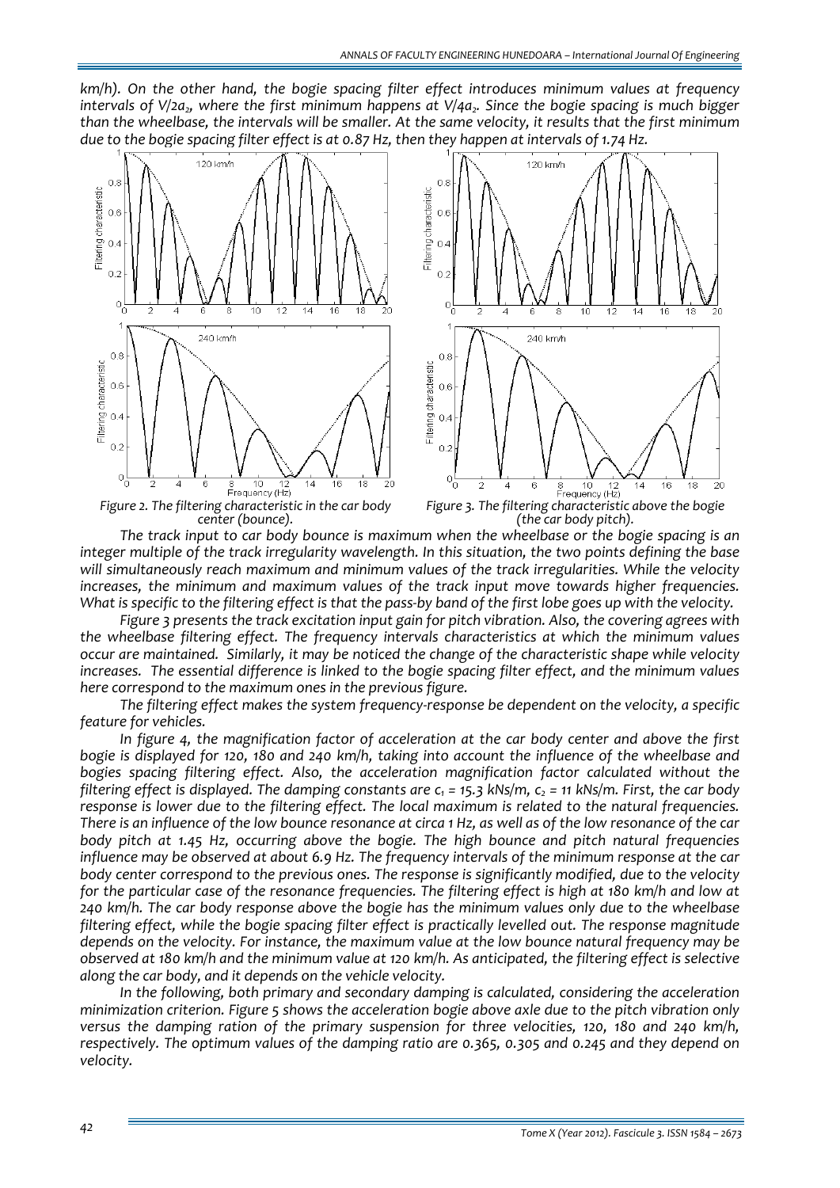km/h). On the other hand, the bogie spacing filter effect introduces minimum values at frequency intervals of $V/2a_2$, where the first minimum happens at $V/4a_2$. Since the bogie spacing is much bigger than the wheelbase, the intervals will be smaller. At the same velocity, it results that the first minimum due to the bogie spacing filter effect is at 0.87 Hz, then they happen at intervals of 1.74 Hz.

Figure 2. The filtering characteristic in the car body center (bounce).

Figure 3. The filtering characteristic above the bogie (the car body pitch).

The track input to car body bounce is maximum when the wheelbase or the bogie spacing is an integer multiple of the track irregularity wavelength. In this situation, the two points defining the base will simultaneously reach maximum and minimum values of the track irregularities. While the velocity increases, the minimum and maximum values of the track input move towards higher frequencies. What is specific to the filtering effect is that the pass-by band of the first lobe goes up with the velocity.

Figure 3 presents the track excitation input gain for pitch vibration. Also, the covering agrees with the wheelbase filtering effect. The frequency intervals characteristics at which the minimum values occur are maintained. Similarly, it may be noticed the change of the characteristic shape while velocity increases. The essential difference is linked to the bogie spacing filter effect, and the minimum values here correspond to the maximum ones in the previous figure.

The filtering effect makes the system frequency-response be dependent on the velocity, a specific feature for vehicles.

In figure 4, the magnification factor of acceleration at the car body center and above the first bogie is displayed for 120, 180 and 240 km/h, taking into account the influence of the wheelbase and bogies spacing filtering effect. Also, the acceleration magnification factor calculated without the filtering effect is displayed. The damping constants are $c_1$ = 15.3 kNs/m, $c_2$ = 11 kNs/m. First, the car body response is lower due to the filtering effect. The local maximum is related to the natural frequencies. There is an influence of the low bounce resonance at circa 1 Hz, as well as of the low resonance of the car body pitch at 1.45 Hz, occurring above the bogie. The high bounce and pitch natural frequencies influence may be observed at about 6.9 Hz. The frequency intervals of the minimum response at the car body center correspond to the previous ones. The response is significantly modified, due to the velocity for the particular case of the resonance frequencies. The filtering effect is high at 180 km/h and low at 240 km/h. The car body response above the bogie has the minimum values only due to the wheelbase filtering effect, while the bogie spacing filter effect is practically levelled out. The response magnitude depends on the velocity. For instance, the maximum value at the low bounce natural frequency may be observed at 180 km/h and the minimum value at 120 km/h. As anticipated, the filtering effect is selective along the car body, and it depends on the vehicle velocity.

In the following, both primary and secondary damping is calculated, considering the acceleration minimization criterion. Figure 5 shows the acceleration bogie above axle due to the pitch vibration only versus the damping ration of the primary suspension for three velocities, 120, 180 and 240 km/h, respectively. The optimum values of the damping ratio are 0.365, 0.305 and 0.245 and they depend on velocity.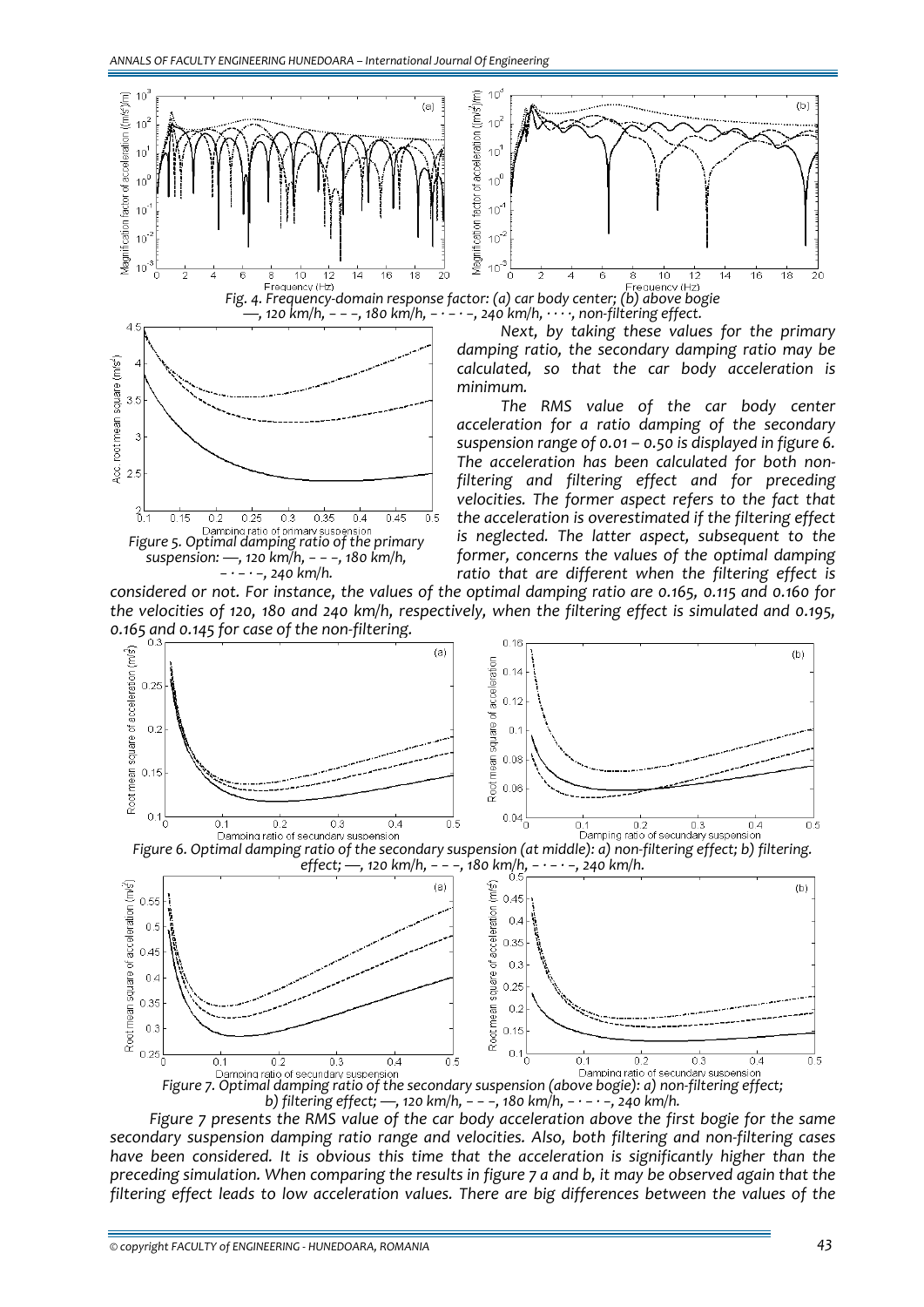Fig. 4. Frequency-domain response factor: (a) car body center; (b) above bogie —, 120 km/h, – – –, 180 km/h, – · – · –, 240 km/h, · · · ·, non-filtering effect.

Figure 5. Optimal damping ratio of the primary suspension: —, 120 km/h, – – –, 180 km/h, – · – · –, 240 km/h.

*Next, by taking these values for the primary damping ratio, the secondary damping ratio may be calculated, so that the car body acceleration is minimum.*

*The RMS value of the car body center acceleration for a ratio damping of the secondary suspension range of 0.01 – 0.50 is displayed in figure 6. The acceleration has been calculated for both non-filtering and filtering effect and for preceding velocities. The former aspect refers to the fact that the acceleration is overestimated if the filtering effect is neglected. The latter aspect, subsequent to the former, concerns the values of the optimal damping ratio that are different when the filtering effect is considered or not. For instance, the values of the optimal damping ratio are 0.165, 0.115 and 0.160 for the velocities of 120, 180 and 240 km/h, respectively, when the filtering effect is simulated and 0.195, 0.165 and 0.145 for case of the non-filtering.*

Figure 6. Optimal damping ratio of the secondary suspension (at middle): a) non-filtering effect; b) filtering. effect; —, 120 km/h, – – –, 180 km/h, – · – · –, 240 km/h.

Figure 7. Optimal damping ratio of the secondary suspension (above bogie): a) non-filtering effect; b) filtering effect; —, 120 km/h, – – –, 180 km/h, – · – · –, 240 km/h.

*Figure 7 presents the RMS value of the car body acceleration above the first bogie for the same secondary suspension damping ratio range and velocities. Also, both filtering and non-filtering cases have been considered. It is obvious this time that the acceleration is significantly higher than the preceding simulation. When comparing the results in figure 7 a and b, it may be observed again that the filtering effect leads to low acceleration values. There are big differences between the values of the*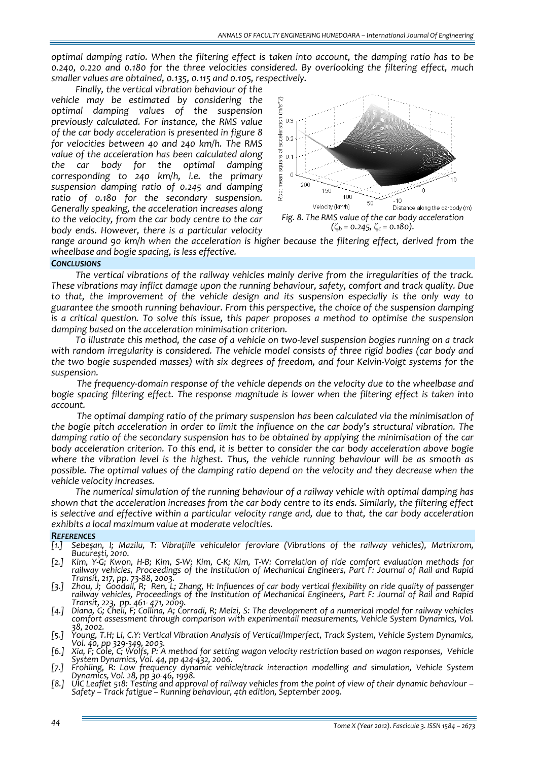*optimal damping ratio. When the filtering effect is taken into account, the damping ratio has to be 0.240, 0.220 and 0.180 for the three velocities considered. By overlooking the filtering effect, much smaller values are obtained, 0.135, 0.115 and 0.105, respectively.*

*Finally, the vertical vibration behaviour of the vehicle may be estimated by considering the optimal damping values of the suspension previously calculated. For instance, the RMS value of the car body acceleration is presented in figure 8 for velocities between 40 and 240 km/h. The RMS value of the acceleration has been calculated along the car body for the optimal damping corresponding to 240 km/h, i.e. the primary suspension damping ratio of 0.245 and damping ratio of 0.180 for the secondary suspension. Generally speaking, the acceleration increases along to the velocity, from the car body centre to the car body ends. However, there is a particular velocity range around 90 km/h when the acceleration is higher because the filtering effect, derived from the wheelbase and bogie spacing, is less effective.*

Root mean square of acceleration (m/s^2)
0.3
0.2
0.1
0
200
150
100
50
Velocity (km/h)
10
0
-10
Distance along the carbody (m)

*Fig. 8. The RMS value of the car body acceleration ($\zeta_b = 0.245$, $\zeta_c = 0.180$).*

## CONCLUSIONS

*The vertical vibrations of the railway vehicles mainly derive from the irregularities of the track. These vibrations may inflict damage upon the running behaviour, safety, comfort and track quality. Due to that, the improvement of the vehicle design and its suspension especially is the only way to guarantee the smooth running behaviour. From this perspective, the choice of the suspension damping is a critical question. To solve this issue, this paper proposes a method to optimise the suspension damping based on the acceleration minimisation criterion.*

*To illustrate this method, the case of a vehicle on two-level suspension bogies running on a track with random irregularity is considered. The vehicle model consists of three rigid bodies (car body and the two bogie suspended masses) with six degrees of freedom, and four Kelvin-Voigt systems for the suspension.*

*The frequency-domain response of the vehicle depends on the velocity due to the wheelbase and bogie spacing filtering effect. The response magnitude is lower when the filtering effect is taken into account.*

*The optimal damping ratio of the primary suspension has been calculated via the minimisation of the bogie pitch acceleration in order to limit the influence on the car body's structural vibration. The damping ratio of the secondary suspension has to be obtained by applying the minimisation of the car body acceleration criterion. To this end, it is better to consider the car body acceleration above bogie where the vibration level is the highest. Thus, the vehicle running behaviour will be as smooth as possible. The optimal values of the damping ratio depend on the velocity and they decrease when the vehicle velocity increases.*

*The numerical simulation of the running behaviour of a railway vehicle with optimal damping has shown that the acceleration increases from the car body centre to its ends. Similarly, the filtering effect is selective and effective within a particular velocity range and, due to that, the car body acceleration exhibits a local maximum value at moderate velocities.*

## REFERENCES

[1.] *Sebeşan, I; Mazilu, T: Vibrațiile vehiculelor feroviare (Vibrations of the railway vehicles), Matrixrom, Bucureşti, 2010.*

[2.] *Kim, Y-G; Kwon, H-B; Kim, S-W; Kim, C-K; Kim, T-W: Correlation of ride comfort evaluation methods for railway vehicles, Proceedings of the Institution of Mechanical Engineers, Part F: Journal of Rail and Rapid Transit, 217, pp. 73-88, 2003.*

[3.] *Zhou, J; Goodall, R; Ren, L; Zhang, H: Influences of car body vertical flexibility on ride quality of passenger railway vehicles, Proceedings of the Institution of Mechanical Engineers, Part F: Journal of Rail and Rapid Transit, 223, pp. 461- 471, 2009.*

[4.] *Diana, G; Cheli, F; Collina, A; Corradi, R; Melzi, S: The development of a numerical model for railway vehicles comfort assessment through comparison with experimentail measurements, Vehicle System Dynamics, Vol. 38, 2002.*

[5.] *Young, T.H; Li, C.Y: Vertical Vibration Analysis of Vertical/Imperfect, Track System, Vehicle System Dynamics, Vol. 40, pp 329-349, 2003.*

[6.] *Xia, F; Cole, C; Wolfs, P: A method for setting wagon velocity restriction based on wagon responses, Vehicle System Dynamics, Vol. 44, pp 424-432, 2006.*

[7.] *Frohling, R: Low frequency dynamic vehicle/track interaction modelling and simulation, Vehicle System Dynamics, Vol. 28, pp 30-46, 1998.*

[8.] *UIC Leaflet 518: Testing and approval of railway vehicles from the point of view of their dynamic behaviour – Safety – Track fatigue – Running behaviour, 4th edition, September 2009.*